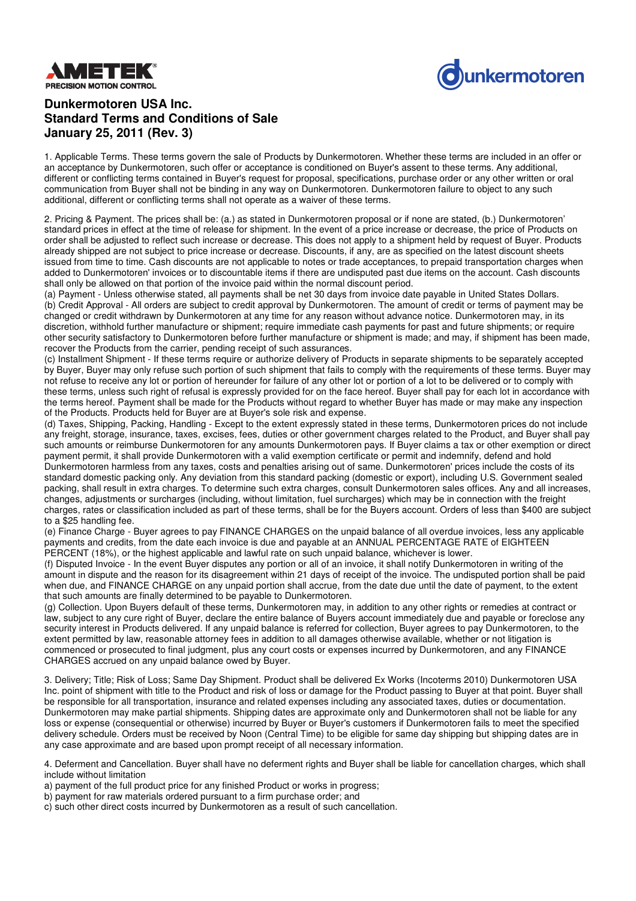AMETEK® PRECISION MOTION CONTROL

Dunkermotoren

# Dunkermotoren USA Inc.
# Standard Terms and Conditions of Sale
# January 25, 2011 (Rev. 3)

1. Applicable Terms. These terms govern the sale of Products by Dunkermotoren. Whether these terms are included in an offer or an acceptance by Dunkermotoren, such offer or acceptance is conditioned on Buyer's assent to these terms. Any additional, different or conflicting terms contained in Buyer's request for proposal, specifications, purchase order or any other written or oral communication from Buyer shall not be binding in any way on Dunkermotoren. Dunkermotoren failure to object to any such additional, different or conflicting terms shall not operate as a waiver of these terms.

2. Pricing & Payment. The prices shall be: (a.) as stated in Dunkermotoren proposal or if none are stated, (b.) Dunkermotoren' standard prices in effect at the time of release for shipment. In the event of a price increase or decrease, the price of Products on order shall be adjusted to reflect such increase or decrease. This does not apply to a shipment held by request of Buyer. Products already shipped are not subject to price increase or decrease. Discounts, if any, are as specified on the latest discount sheets issued from time to time. Cash discounts are not applicable to notes or trade acceptances, to prepaid transportation charges when added to Dunkermotoren' invoices or to discountable items if there are undisputed past due items on the account. Cash discounts shall only be allowed on that portion of the invoice paid within the normal discount period.

(a) Payment - Unless otherwise stated, all payments shall be net 30 days from invoice date payable in United States Dollars.

(b) Credit Approval - All orders are subject to credit approval by Dunkermotoren. The amount of credit or terms of payment may be changed or credit withdrawn by Dunkermotoren at any time for any reason without advance notice. Dunkermotoren may, in its discretion, withhold further manufacture or shipment; require immediate cash payments for past and future shipments; or require other security satisfactory to Dunkermotoren before further manufacture or shipment is made; and may, if shipment has been made, recover the Products from the carrier, pending receipt of such assurances.

(c) Installment Shipment - If these terms require or authorize delivery of Products in separate shipments to be separately accepted by Buyer, Buyer may only refuse such portion of such shipment that fails to comply with the requirements of these terms. Buyer may not refuse to receive any lot or portion of hereunder for failure of any other lot or portion of a lot to be delivered or to comply with these terms, unless such right of refusal is expressly provided for on the face hereof. Buyer shall pay for each lot in accordance with the terms hereof. Payment shall be made for the Products without regard to whether Buyer has made or may make any inspection of the Products. Products held for Buyer are at Buyer's sole risk and expense.

(d) Taxes, Shipping, Packing, Handling - Except to the extent expressly stated in these terms, Dunkermotoren prices do not include any freight, storage, insurance, taxes, excises, fees, duties or other government charges related to the Product, and Buyer shall pay such amounts or reimburse Dunkermotoren for any amounts Dunkermotoren pays. If Buyer claims a tax or other exemption or direct payment permit, it shall provide Dunkermotoren with a valid exemption certificate or permit and indemnify, defend and hold Dunkermotoren harmless from any taxes, costs and penalties arising out of same. Dunkermotoren' prices include the costs of its standard domestic packing only. Any deviation from this standard packing (domestic or export), including U.S. Government sealed packing, shall result in extra charges. To determine such extra charges, consult Dunkermotoren sales offices. Any and all increases, changes, adjustments or surcharges (including, without limitation, fuel surcharges) which may be in connection with the freight charges, rates or classification included as part of these terms, shall be for the Buyers account. Orders of less than $400 are subject to a $25 handling fee.

(e) Finance Charge - Buyer agrees to pay FINANCE CHARGES on the unpaid balance of all overdue invoices, less any applicable payments and credits, from the date each invoice is due and payable at an ANNUAL PERCENTAGE RATE of EIGHTEEN PERCENT (18%), or the highest applicable and lawful rate on such unpaid balance, whichever is lower.

(f) Disputed Invoice - In the event Buyer disputes any portion or all of an invoice, it shall notify Dunkermotoren in writing of the amount in dispute and the reason for its disagreement within 21 days of receipt of the invoice. The undisputed portion shall be paid when due, and FINANCE CHARGE on any unpaid portion shall accrue, from the date due until the date of payment, to the extent that such amounts are finally determined to be payable to Dunkermotoren.

(g) Collection. Upon Buyers default of these terms, Dunkermotoren may, in addition to any other rights or remedies at contract or law, subject to any cure right of Buyer, declare the entire balance of Buyers account immediately due and payable or foreclose any security interest in Products delivered. If any unpaid balance is referred for collection, Buyer agrees to pay Dunkermotoren, to the extent permitted by law, reasonable attorney fees in addition to all damages otherwise available, whether or not litigation is commenced or prosecuted to final judgment, plus any court costs or expenses incurred by Dunkermotoren, and any FINANCE CHARGES accrued on any unpaid balance owed by Buyer.

3. Delivery; Title; Risk of Loss; Same Day Shipment. Product shall be delivered Ex Works (Incoterms 2010) Dunkermotoren USA Inc. point of shipment with title to the Product and risk of loss or damage for the Product passing to Buyer at that point. Buyer shall be responsible for all transportation, insurance and related expenses including any associated taxes, duties or documentation. Dunkermotoren may make partial shipments. Shipping dates are approximate only and Dunkermotoren shall not be liable for any loss or expense (consequential or otherwise) incurred by Buyer or Buyer's customers if Dunkermotoren fails to meet the specified delivery schedule. Orders must be received by Noon (Central Time) to be eligible for same day shipping but shipping dates are in any case approximate and are based upon prompt receipt of all necessary information.

4. Deferment and Cancellation. Buyer shall have no deferment rights and Buyer shall be liable for cancellation charges, which shall include without limitation

a) payment of the full product price for any finished Product or works in progress;

b) payment for raw materials ordered pursuant to a firm purchase order; and

c) such other direct costs incurred by Dunkermotoren as a result of such cancellation.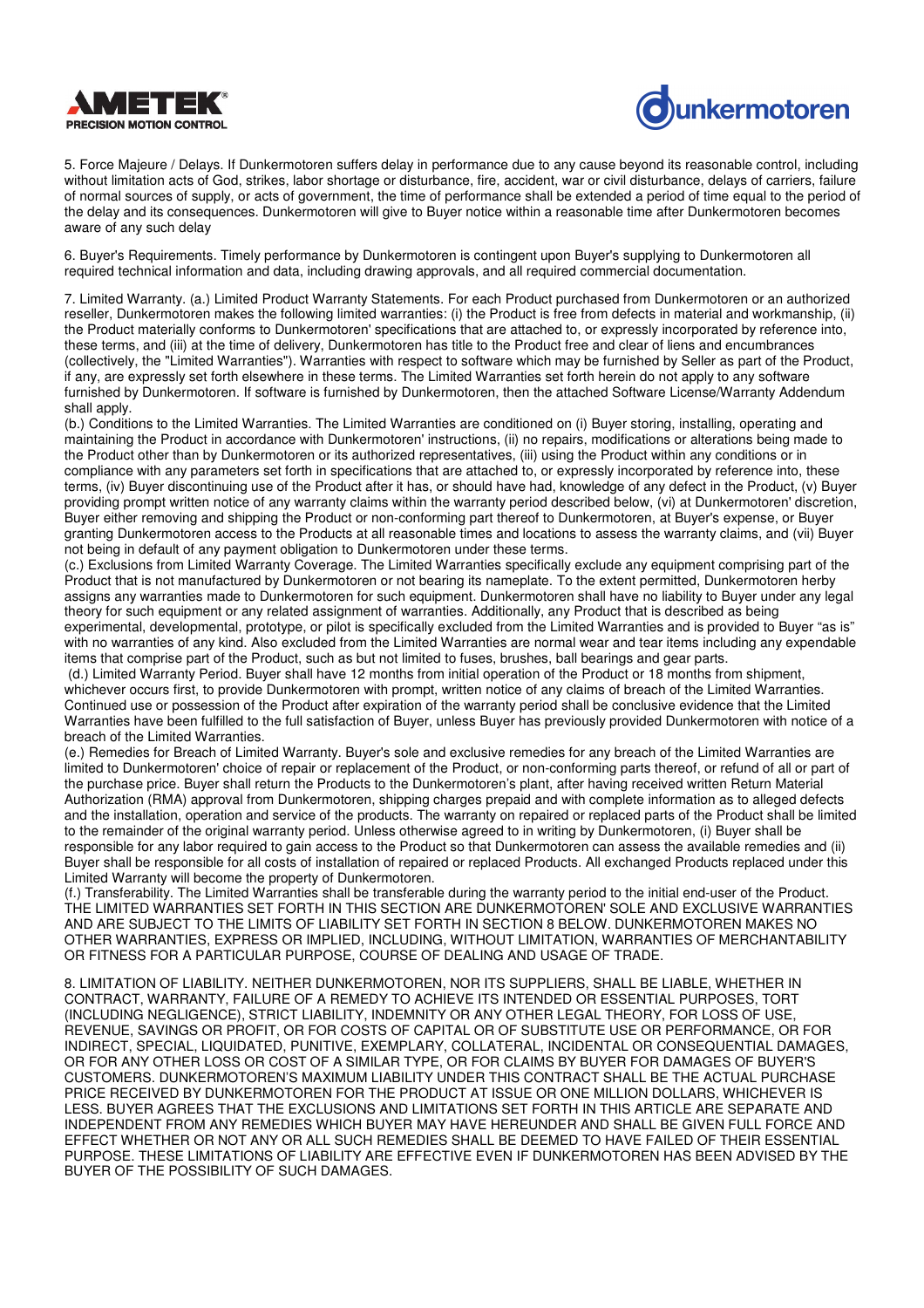5. Force Majeure / Delays. If Dunkermotoren suffers delay in performance due to any cause beyond its reasonable control, including without limitation acts of God, strikes, labor shortage or disturbance, fire, accident, war or civil disturbance, delays of carriers, failure of normal sources of supply, or acts of government, the time of performance shall be extended a period of time equal to the period of the delay and its consequences. Dunkermotoren will give to Buyer notice within a reasonable time after Dunkermotoren becomes aware of any such delay

6. Buyer's Requirements. Timely performance by Dunkermotoren is contingent upon Buyer's supplying to Dunkermotoren all required technical information and data, including drawing approvals, and all required commercial documentation.

7. Limited Warranty. (a.) Limited Product Warranty Statements. For each Product purchased from Dunkermotoren or an authorized reseller, Dunkermotoren makes the following limited warranties: (i) the Product is free from defects in material and workmanship, (ii) the Product materially conforms to Dunkermotoren' specifications that are attached to, or expressly incorporated by reference into, these terms, and (iii) at the time of delivery, Dunkermotoren has title to the Product free and clear of liens and encumbrances (collectively, the "Limited Warranties"). Warranties with respect to software which may be furnished by Seller as part of the Product, if any, are expressly set forth elsewhere in these terms. The Limited Warranties set forth herein do not apply to any software furnished by Dunkermotoren. If software is furnished by Dunkermotoren, then the attached Software License/Warranty Addendum shall apply.
(b.) Conditions to the Limited Warranties. The Limited Warranties are conditioned on (i) Buyer storing, installing, operating and maintaining the Product in accordance with Dunkermotoren' instructions, (ii) no repairs, modifications or alterations being made to the Product other than by Dunkermotoren or its authorized representatives, (iii) using the Product within any conditions or in compliance with any parameters set forth in specifications that are attached to, or expressly incorporated by reference into, these terms, (iv) Buyer discontinuing use of the Product after it has, or should have had, knowledge of any defect in the Product, (v) Buyer providing prompt written notice of any warranty claims within the warranty period described below, (vi) at Dunkermotoren' discretion, Buyer either removing and shipping the Product or non-conforming part thereof to Dunkermotoren, at Buyer's expense, or Buyer granting Dunkermotoren access to the Products at all reasonable times and locations to assess the warranty claims, and (vii) Buyer not being in default of any payment obligation to Dunkermotoren under these terms.
(c.) Exclusions from Limited Warranty Coverage. The Limited Warranties specifically exclude any equipment comprising part of the Product that is not manufactured by Dunkermotoren or not bearing its nameplate. To the extent permitted, Dunkermotoren herby assigns any warranties made to Dunkermotoren for such equipment. Dunkermotoren shall have no liability to Buyer under any legal theory for such equipment or any related assignment of warranties. Additionally, any Product that is described as being experimental, developmental, prototype, or pilot is specifically excluded from the Limited Warranties and is provided to Buyer "as is" with no warranties of any kind. Also excluded from the Limited Warranties are normal wear and tear items including any expendable items that comprise part of the Product, such as but not limited to fuses, brushes, ball bearings and gear parts.
(d.) Limited Warranty Period. Buyer shall have 12 months from initial operation of the Product or 18 months from shipment, whichever occurs first, to provide Dunkermotoren with prompt, written notice of any claims of breach of the Limited Warranties. Continued use or possession of the Product after expiration of the warranty period shall be conclusive evidence that the Limited Warranties have been fulfilled to the full satisfaction of Buyer, unless Buyer has previously provided Dunkermotoren with notice of a breach of the Limited Warranties.
(e.) Remedies for Breach of Limited Warranty. Buyer's sole and exclusive remedies for any breach of the Limited Warranties are limited to Dunkermotoren' choice of repair or replacement of the Product, or non-conforming parts thereof, or refund of all or part of the purchase price. Buyer shall return the Products to the Dunkermotoren's plant, after having received written Return Material Authorization (RMA) approval from Dunkermotoren, shipping charges prepaid and with complete information as to alleged defects and the installation, operation and service of the products. The warranty on repaired or replaced parts of the Product shall be limited to the remainder of the original warranty period. Unless otherwise agreed to in writing by Dunkermotoren, (i) Buyer shall be responsible for any labor required to gain access to the Product so that Dunkermotoren can assess the available remedies and (ii) Buyer shall be responsible for all costs of installation of repaired or replaced Products. All exchanged Products replaced under this Limited Warranty will become the property of Dunkermotoren.
(f.) Transferability. The Limited Warranties shall be transferable during the warranty period to the initial end-user of the Product.
THE LIMITED WARRANTIES SET FORTH IN THIS SECTION ARE DUNKERMOTOREN' SOLE AND EXCLUSIVE WARRANTIES AND ARE SUBJECT TO THE LIMITS OF LIABILITY SET FORTH IN SECTION 8 BELOW. DUNKERMOTOREN MAKES NO OTHER WARRANTIES, EXPRESS OR IMPLIED, INCLUDING, WITHOUT LIMITATION, WARRANTIES OF MERCHANTABILITY OR FITNESS FOR A PARTICULAR PURPOSE, COURSE OF DEALING AND USAGE OF TRADE.

8. LIMITATION OF LIABILITY. NEITHER DUNKERMOTOREN, NOR ITS SUPPLIERS, SHALL BE LIABLE, WHETHER IN CONTRACT, WARRANTY, FAILURE OF A REMEDY TO ACHIEVE ITS INTENDED OR ESSENTIAL PURPOSES, TORT (INCLUDING NEGLIGENCE), STRICT LIABILITY, INDEMNITY OR ANY OTHER LEGAL THEORY, FOR LOSS OF USE, REVENUE, SAVINGS OR PROFIT, OR FOR COSTS OF CAPITAL OR OF SUBSTITUTE USE OR PERFORMANCE, OR FOR INDIRECT, SPECIAL, LIQUIDATED, PUNITIVE, EXEMPLARY, COLLATERAL, INCIDENTAL OR CONSEQUENTIAL DAMAGES, OR FOR ANY OTHER LOSS OR COST OF A SIMILAR TYPE, OR FOR CLAIMS BY BUYER FOR DAMAGES OF BUYER'S CUSTOMERS. DUNKERMOTOREN'S MAXIMUM LIABILITY UNDER THIS CONTRACT SHALL BE THE ACTUAL PURCHASE PRICE RECEIVED BY DUNKERMOTOREN FOR THE PRODUCT AT ISSUE OR ONE MILLION DOLLARS, WHICHEVER IS LESS. BUYER AGREES THAT THE EXCLUSIONS AND LIMITATIONS SET FORTH IN THIS ARTICLE ARE SEPARATE AND INDEPENDENT FROM ANY REMEDIES WHICH BUYER MAY HAVE HEREUNDER AND SHALL BE GIVEN FULL FORCE AND EFFECT WHETHER OR NOT ANY OR ALL SUCH REMEDIES SHALL BE DEEMED TO HAVE FAILED OF THEIR ESSENTIAL PURPOSE. THESE LIMITATIONS OF LIABILITY ARE EFFECTIVE EVEN IF DUNKERMOTOREN HAS BEEN ADVISED BY THE BUYER OF THE POSSIBILITY OF SUCH DAMAGES.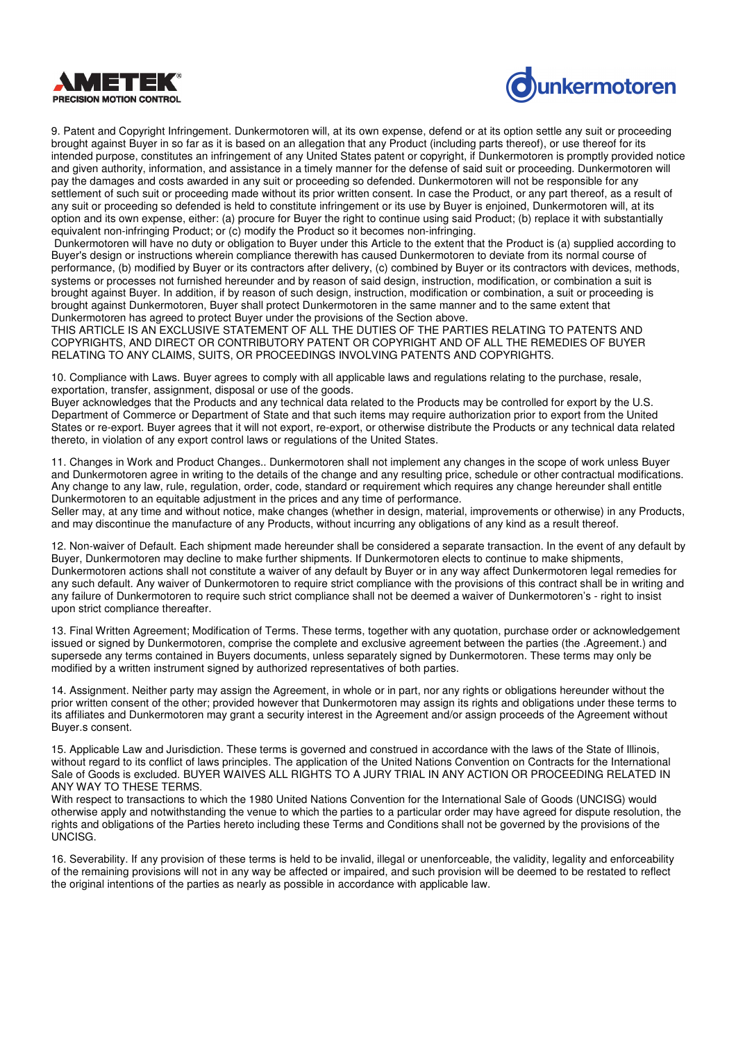9. Patent and Copyright Infringement. Dunkermotoren will, at its own expense, defend or at its option settle any suit or proceeding brought against Buyer in so far as it is based on an allegation that any Product (including parts thereof), or use thereof for its intended purpose, constitutes an infringement of any United States patent or copyright, if Dunkermotoren is promptly provided notice and given authority, information, and assistance in a timely manner for the defense of said suit or proceeding. Dunkermotoren will pay the damages and costs awarded in any suit or proceeding so defended. Dunkermotoren will not be responsible for any settlement of such suit or proceeding made without its prior written consent. In case the Product, or any part thereof, as a result of any suit or proceeding so defended is held to constitute infringement or its use by Buyer is enjoined, Dunkermotoren will, at its option and its own expense, either: (a) procure for Buyer the right to continue using said Product; (b) replace it with substantially equivalent non-infringing Product; or (c) modify the Product so it becomes non-infringing.

Dunkermotoren will have no duty or obligation to Buyer under this Article to the extent that the Product is (a) supplied according to Buyer's design or instructions wherein compliance therewith has caused Dunkermotoren to deviate from its normal course of performance, (b) modified by Buyer or its contractors after delivery, (c) combined by Buyer or its contractors with devices, methods, systems or processes not furnished hereunder and by reason of said design, instruction, modification, or combination a suit is brought against Buyer. In addition, if by reason of such design, instruction, modification or combination, a suit or proceeding is brought against Dunkermotoren, Buyer shall protect Dunkermotoren in the same manner and to the same extent that Dunkermotoren has agreed to protect Buyer under the provisions of the Section above.

THIS ARTICLE IS AN EXCLUSIVE STATEMENT OF ALL THE DUTIES OF THE PARTIES RELATING TO PATENTS AND COPYRIGHTS, AND DIRECT OR CONTRIBUTORY PATENT OR COPYRIGHT AND OF ALL THE REMEDIES OF BUYER RELATING TO ANY CLAIMS, SUITS, OR PROCEEDINGS INVOLVING PATENTS AND COPYRIGHTS.

10. Compliance with Laws. Buyer agrees to comply with all applicable laws and regulations relating to the purchase, resale, exportation, transfer, assignment, disposal or use of the goods.

Buyer acknowledges that the Products and any technical data related to the Products may be controlled for export by the U.S. Department of Commerce or Department of State and that such items may require authorization prior to export from the United States or re-export. Buyer agrees that it will not export, re-export, or otherwise distribute the Products or any technical data related thereto, in violation of any export control laws or regulations of the United States.

11. Changes in Work and Product Changes.. Dunkermotoren shall not implement any changes in the scope of work unless Buyer and Dunkermotoren agree in writing to the details of the change and any resulting price, schedule or other contractual modifications. Any change to any law, rule, regulation, order, code, standard or requirement which requires any change hereunder shall entitle Dunkermotoren to an equitable adjustment in the prices and any time of performance.

Seller may, at any time and without notice, make changes (whether in design, material, improvements or otherwise) in any Products, and may discontinue the manufacture of any Products, without incurring any obligations of any kind as a result thereof.

12. Non-waiver of Default. Each shipment made hereunder shall be considered a separate transaction. In the event of any default by Buyer, Dunkermotoren may decline to make further shipments. If Dunkermotoren elects to continue to make shipments, Dunkermotoren actions shall not constitute a waiver of any default by Buyer or in any way affect Dunkermotoren legal remedies for any such default. Any waiver of Dunkermotoren to require strict compliance with the provisions of this contract shall be in writing and any failure of Dunkermotoren to require such strict compliance shall not be deemed a waiver of Dunkermotoren's - right to insist upon strict compliance thereafter.

13. Final Written Agreement; Modification of Terms. These terms, together with any quotation, purchase order or acknowledgement issued or signed by Dunkermotoren, comprise the complete and exclusive agreement between the parties (the .Agreement.) and supersede any terms contained in Buyers documents, unless separately signed by Dunkermotoren. These terms may only be modified by a written instrument signed by authorized representatives of both parties.

14. Assignment. Neither party may assign the Agreement, in whole or in part, nor any rights or obligations hereunder without the prior written consent of the other; provided however that Dunkermotoren may assign its rights and obligations under these terms to its affiliates and Dunkermotoren may grant a security interest in the Agreement and/or assign proceeds of the Agreement without Buyer.s consent.

15. Applicable Law and Jurisdiction. These terms is governed and construed in accordance with the laws of the State of Illinois, without regard to its conflict of laws principles. The application of the United Nations Convention on Contracts for the International Sale of Goods is excluded. BUYER WAIVES ALL RIGHTS TO A JURY TRIAL IN ANY ACTION OR PROCEEDING RELATED IN ANY WAY TO THESE TERMS.

With respect to transactions to which the 1980 United Nations Convention for the International Sale of Goods (UNCISG) would otherwise apply and notwithstanding the venue to which the parties to a particular order may have agreed for dispute resolution, the rights and obligations of the Parties hereto including these Terms and Conditions shall not be governed by the provisions of the UNCISG.

16. Severability. If any provision of these terms is held to be invalid, illegal or unenforceable, the validity, legality and enforceability of the remaining provisions will not in any way be affected or impaired, and such provision will be deemed to be restated to reflect the original intentions of the parties as nearly as possible in accordance with applicable law.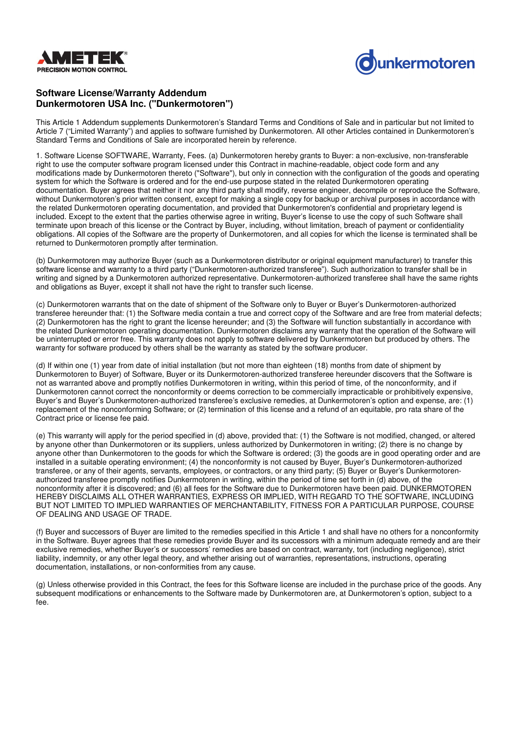## Software License/Warranty Addendum
## Dunkermotoren USA Inc. ("Dunkermotoren")

This Article 1 Addendum supplements Dunkermotoren's Standard Terms and Conditions of Sale and in particular but not limited to Article 7 ("Limited Warranty") and applies to software furnished by Dunkermotoren. All other Articles contained in Dunkermotoren's Standard Terms and Conditions of Sale are incorporated herein by reference.

1. Software License SOFTWARE, Warranty, Fees. (a) Dunkermotoren hereby grants to Buyer: a non-exclusive, non-transferable right to use the computer software program licensed under this Contract in machine-readable, object code form and any modifications made by Dunkermotoren thereto ("Software"), but only in connection with the configuration of the goods and operating system for which the Software is ordered and for the end-use purpose stated in the related Dunkermotoren operating documentation. Buyer agrees that neither it nor any third party shall modify, reverse engineer, decompile or reproduce the Software, without Dunkermotoren's prior written consent, except for making a single copy for backup or archival purposes in accordance with the related Dunkermotoren operating documentation, and provided that Dunkermotoren's confidential and proprietary legend is included. Except to the extent that the parties otherwise agree in writing, Buyer's license to use the copy of such Software shall terminate upon breach of this license or the Contract by Buyer, including, without limitation, breach of payment or confidentiality obligations. All copies of the Software are the property of Dunkermotoren, and all copies for which the license is terminated shall be returned to Dunkermotoren promptly after termination.

(b) Dunkermotoren may authorize Buyer (such as a Dunkermotoren distributor or original equipment manufacturer) to transfer this software license and warranty to a third party ("Dunkermotoren-authorized transferee"). Such authorization to transfer shall be in writing and signed by a Dunkermotoren authorized representative. Dunkermotoren-authorized transferee shall have the same rights and obligations as Buyer, except it shall not have the right to transfer such license.

(c) Dunkermotoren warrants that on the date of shipment of the Software only to Buyer or Buyer's Dunkermotoren-authorized transferee hereunder that: (1) the Software media contain a true and correct copy of the Software and are free from material defects; (2) Dunkermotoren has the right to grant the license hereunder; and (3) the Software will function substantially in accordance with the related Dunkermotoren operating documentation. Dunkermotoren disclaims any warranty that the operation of the Software will be uninterrupted or error free. This warranty does not apply to software delivered by Dunkermotoren but produced by others. The warranty for software produced by others shall be the warranty as stated by the software producer.

(d) If within one (1) year from date of initial installation (but not more than eighteen (18) months from date of shipment by Dunkermotoren to Buyer) of Software, Buyer or its Dunkermotoren-authorized transferee hereunder discovers that the Software is not as warranted above and promptly notifies Dunkermotoren in writing, within this period of time, of the nonconformity, and if Dunkermotoren cannot correct the nonconformity or deems correction to be commercially impracticable or prohibitively expensive, Buyer's and Buyer's Dunkermotoren-authorized transferee's exclusive remedies, at Dunkermotoren's option and expense, are: (1) replacement of the nonconforming Software; or (2) termination of this license and a refund of an equitable, pro rata share of the Contract price or license fee paid.

(e) This warranty will apply for the period specified in (d) above, provided that: (1) the Software is not modified, changed, or altered by anyone other than Dunkermotoren or its suppliers, unless authorized by Dunkermotoren in writing; (2) there is no change by anyone other than Dunkermotoren to the goods for which the Software is ordered; (3) the goods are in good operating order and are installed in a suitable operating environment; (4) the nonconformity is not caused by Buyer, Buyer's Dunkermotoren-authorized transferee, or any of their agents, servants, employees, or contractors, or any third party; (5) Buyer or Buyer's Dunkermotoren-authorized transferee promptly notifies Dunkermotoren in writing, within the period of time set forth in (d) above, of the nonconformity after it is discovered; and (6) all fees for the Software due to Dunkermotoren have been paid. DUNKERMOTOREN HEREBY DISCLAIMS ALL OTHER WARRANTIES, EXPRESS OR IMPLIED, WITH REGARD TO THE SOFTWARE, INCLUDING BUT NOT LIMITED TO IMPLIED WARRANTIES OF MERCHANTABILITY, FITNESS FOR A PARTICULAR PURPOSE, COURSE OF DEALING AND USAGE OF TRADE.

(f) Buyer and successors of Buyer are limited to the remedies specified in this Article 1 and shall have no others for a nonconformity in the Software. Buyer agrees that these remedies provide Buyer and its successors with a minimum adequate remedy and are their exclusive remedies, whether Buyer's or successors' remedies are based on contract, warranty, tort (including negligence), strict liability, indemnity, or any other legal theory, and whether arising out of warranties, representations, instructions, operating documentation, installations, or non-conformities from any cause.

(g) Unless otherwise provided in this Contract, the fees for this Software license are included in the purchase price of the goods. Any subsequent modifications or enhancements to the Software made by Dunkermotoren are, at Dunkermotoren's option, subject to a fee.